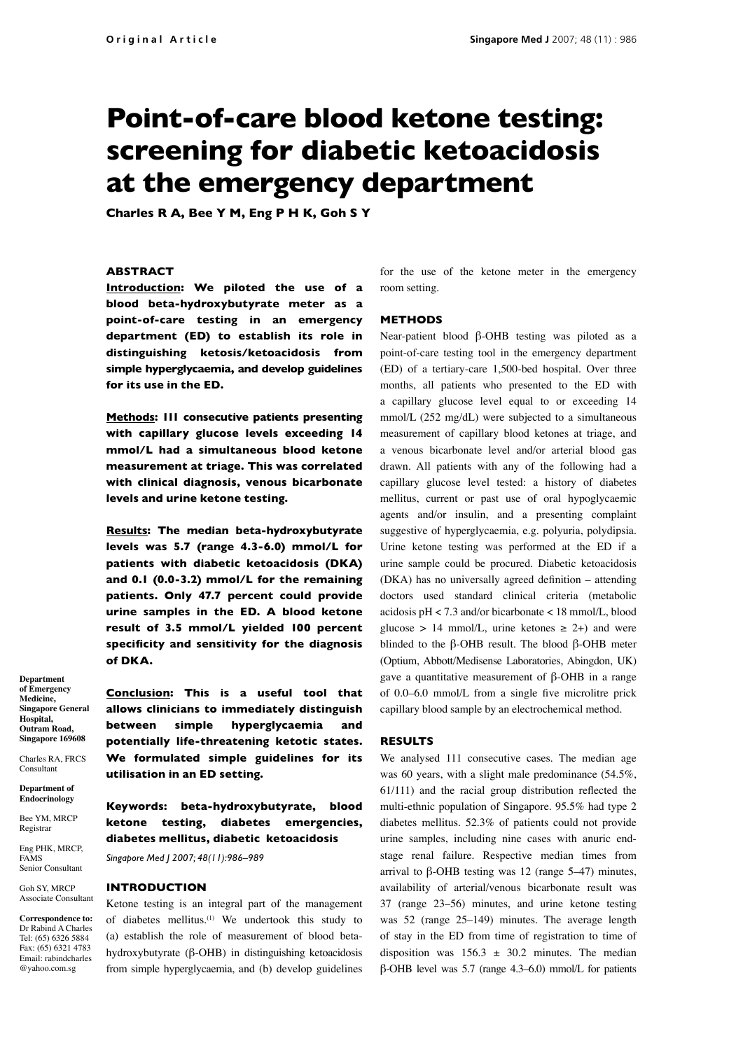# Point-of-care blood ketone testing: screening for diabetic ketoacidosis at the emergency department

**Charles R A, Bee Y M, Eng P H K, Goh S Y**

## ABSTRACT

**Introduction:** **We piloted the use of a blood beta-hydroxybutyrate meter as a point-of-care testing in an emergency department (ED) to establish its role in distinguishing ketosis/ketoacidosis from simple hyperglycaemia, and develop guidelines for its use in the ED.**

**Methods:** **111 consecutive patients presenting with capillary glucose levels exceeding 14 mmol/L had a simultaneous blood ketone measurement at triage. This was correlated with clinical diagnosis, venous bicarbonate levels and urine ketone testing.**

**Results:** **The median beta-hydroxybutyrate levels was 5.7 (range 4.3-6.0) mmol/L for patients with diabetic ketoacidosis (DKA) and 0.1 (0.0-3.2) mmol/L for the remaining patients. Only 47.7 percent could provide urine samples in the ED. A blood ketone result of 3.5 mmol/L yielded 100 percent specificity and sensitivity for the diagnosis of DKA.**

**Conclusion:** **This is a useful tool that allows clinicians to immediately distinguish between simple hyperglycaemia and potentially life-threatening ketotic states. We formulated simple guidelines for its utilisation in an ED setting.**

**Keywords: beta-hydroxybutyrate, blood ketone testing, diabetes emergencies, diabetes mellitus, diabetic ketoacidosis**

*Singapore Med J 2007; 48(11):986–989*

**Department of Emergency Medicine, Singapore General Hospital, Outram Road, Singapore 169608**

Charles RA, FRCS
Consultant

**Department of Endocrinology**

Bee YM, MRCP
Registrar

Eng PHK, MRCP, FAMS
Senior Consultant

Goh SY, MRCP
Associate Consultant

**Correspondence to:** Dr Rabind A Charles
Tel: (65) 6326 5884
Fax: (65) 6321 4783
Email: rabindcharles@yahoo.com.sg

## INTRODUCTION

Ketone testing is an integral part of the management of diabetes mellitus.[1] We undertook this study to (a) establish the role of measurement of blood beta-hydroxybutyrate (β-OHB) in distinguishing ketoacidosis from simple hyperglycaemia, and (b) develop guidelines for the use of the ketone meter in the emergency room setting.

## METHODS

Near-patient blood β-OHB testing was piloted as a point-of-care testing tool in the emergency department (ED) of a tertiary-care 1,500-bed hospital. Over three months, all patients who presented to the ED with a capillary glucose level equal to or exceeding 14 mmol/L (252 mg/dL) were subjected to a simultaneous measurement of capillary blood ketones at triage, and a venous bicarbonate level and/or arterial blood gas drawn. All patients with any of the following had a capillary glucose level tested: a history of diabetes mellitus, current or past use of oral hypoglycaemic agents and/or insulin, and a presenting complaint suggestive of hyperglycaemia, e.g. polyuria, polydipsia. Urine ketone testing was performed at the ED if a urine sample could be procured. Diabetic ketoacidosis (DKA) has no universally agreed definition – attending doctors used standard clinical criteria (metabolic acidosis pH < 7.3 and/or bicarbonate < 18 mmol/L, blood glucose > 14 mmol/L, urine ketones ≥ 2+) and were blinded to the β-OHB result. The blood β-OHB meter (Optium, Abbott/Medisense Laboratories, Abingdon, UK) gave a quantitative measurement of β-OHB in a range of 0.0–6.0 mmol/L from a single five microlitre prick capillary blood sample by an electrochemical method.

## RESULTS

We analysed 111 consecutive cases. The median age was 60 years, with a slight male predominance (54.5%, 61/111) and the racial group distribution reflected the multi-ethnic population of Singapore. 95.5% had type 2 diabetes mellitus. 52.3% of patients could not provide urine samples, including nine cases with anuric end-stage renal failure. Respective median times from arrival to β-OHB testing was 12 (range 5–47) minutes, availability of arterial/venous bicarbonate result was 37 (range 23–56) minutes, and urine ketone testing was 52 (range 25–149) minutes. The average length of stay in the ED from time of registration to time of disposition was 156.3 ± 30.2 minutes. The median β-OHB level was 5.7 (range 4.3–6.0) mmol/L for patients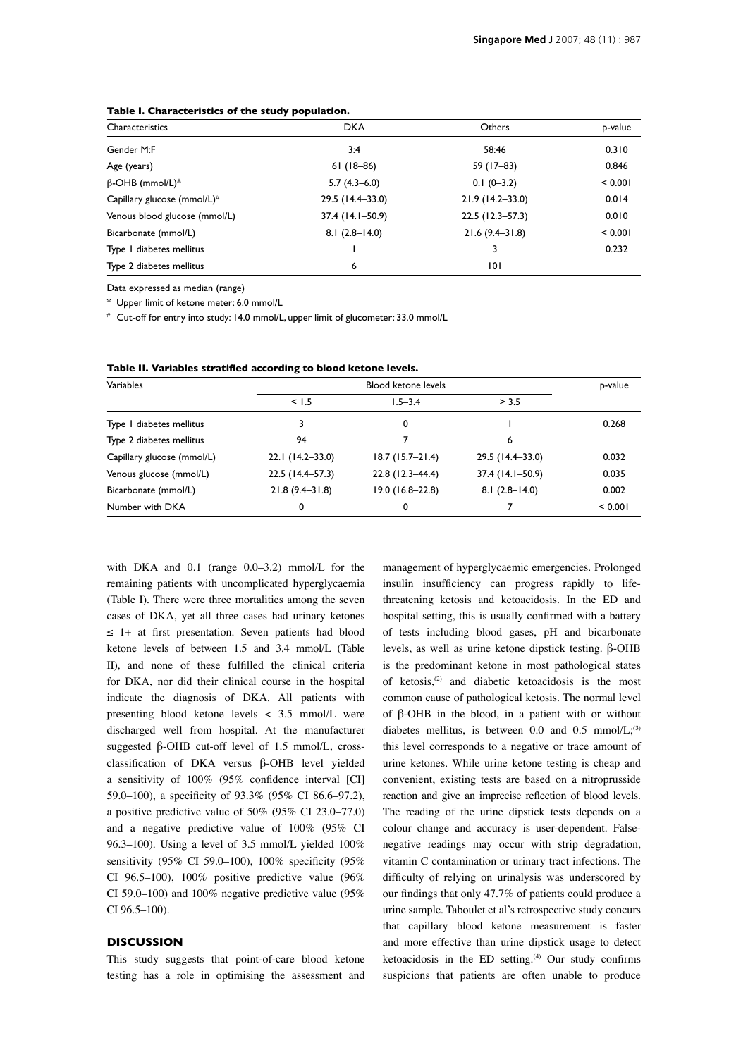**Table I. Characteristics of the study population.**

| Characteristics | DKA | Others | p-value |
|---|---|---|---|
| Gender M:F | 3:4 | 58:46 | 0.310 |
| Age (years) | 61 (18–86) | 59 (17–83) | 0.846 |
| β-OHB (mmol/L)* | 5.7 (4.3–6.0) | 0.1 (0–3.2) | < 0.001 |
| Capillary glucose (mmol/L)# | 29.5 (14.4–33.0) | 21.9 (14.2–33.0) | 0.014 |
| Venous blood glucose (mmol/L) | 37.4 (14.1–50.9) | 22.5 (12.3–57.3) | 0.010 |
| Bicarbonate (mmol/L) | 8.1 (2.8–14.0) | 21.6 (9.4–31.8) | < 0.001 |
| Type 1 diabetes mellitus | 1 | 3 | 0.232 |
| Type 2 diabetes mellitus | 6 | 101 | |

Data expressed as median (range)

\* Upper limit of ketone meter: 6.0 mmol/L

# Cut-off for entry into study: 14.0 mmol/L, upper limit of glucometer: 33.0 mmol/L

**Table II. Variables stratified according to blood ketone levels.**

| Variables | Blood ketone levels | | | p-value |
|---|---|---|---|---|
| | < 1.5 | 1.5–3.4 | > 3.5 | |
| Type 1 diabetes mellitus | 3 | 0 | 1 | 0.268 |
| Type 2 diabetes mellitus | 94 | 7 | 6 | |
| Capillary glucose (mmol/L) | 22.1 (14.2–33.0) | 18.7 (15.7–21.4) | 29.5 (14.4–33.0) | 0.032 |
| Venous glucose (mmol/L) | 22.5 (14.4–57.3) | 22.8 (12.3–44.4) | 37.4 (14.1–50.9) | 0.035 |
| Bicarbonate (mmol/L) | 21.8 (9.4–31.8) | 19.0 (16.8–22.8) | 8.1 (2.8–14.0) | 0.002 |
| Number with DKA | 0 | 0 | 7 | < 0.001 |

with DKA and 0.1 (range 0.0–3.2) mmol/L for the remaining patients with uncomplicated hyperglycaemia (Table I). There were three mortalities among the seven cases of DKA, yet all three cases had urinary ketones ≤ 1+ at first presentation. Seven patients had blood ketone levels of between 1.5 and 3.4 mmol/L (Table II), and none of these fulfilled the clinical criteria for DKA, nor did their clinical course in the hospital indicate the diagnosis of DKA. All patients with presenting blood ketone levels < 3.5 mmol/L were discharged well from hospital. At the manufacturer suggested β-OHB cut-off level of 1.5 mmol/L, cross-classification of DKA versus β-OHB level yielded a sensitivity of 100% (95% confidence interval [CI] 59.0–100), a specificity of 93.3% (95% CI 86.6–97.2), a positive predictive value of 50% (95% CI 23.0–77.0) and a negative predictive value of 100% (95% CI 96.3–100). Using a level of 3.5 mmol/L yielded 100% sensitivity (95% CI 59.0–100), 100% specificity (95% CI 96.5–100), 100% positive predictive value (96% CI 59.0–100) and 100% negative predictive value (95% CI 96.5–100).

## DISCUSSION

This study suggests that point-of-care blood ketone testing has a role in optimising the assessment and management of hyperglycaemic emergencies. Prolonged insulin insufficiency can progress rapidly to life-threatening ketosis and ketoacidosis. In the ED and hospital setting, this is usually confirmed with a battery of tests including blood gases, pH and bicarbonate levels, as well as urine ketone dipstick testing. β-OHB is the predominant ketone in most pathological states of ketosis,[2] and diabetic ketoacidosis is the most common cause of pathological ketosis. The normal level of β-OHB in the blood, in a patient with or without diabetes mellitus, is between 0.0 and 0.5 mmol/L;[3] this level corresponds to a negative or trace amount of urine ketones. While urine ketone testing is cheap and convenient, existing tests are based on a nitroprusside reaction and give an imprecise reflection of blood levels. The reading of the urine dipstick tests depends on a colour change and accuracy is user-dependent. False-negative readings may occur with strip degradation, vitamin C contamination or urinary tract infections. The difficulty of relying on urinalysis was underscored by our findings that only 47.7% of patients could produce a urine sample. Taboulet et al's retrospective study concurs that capillary blood ketone measurement is faster and more effective than urine dipstick usage to detect ketoacidosis in the ED setting.[4] Our study confirms suspicions that patients are often unable to produce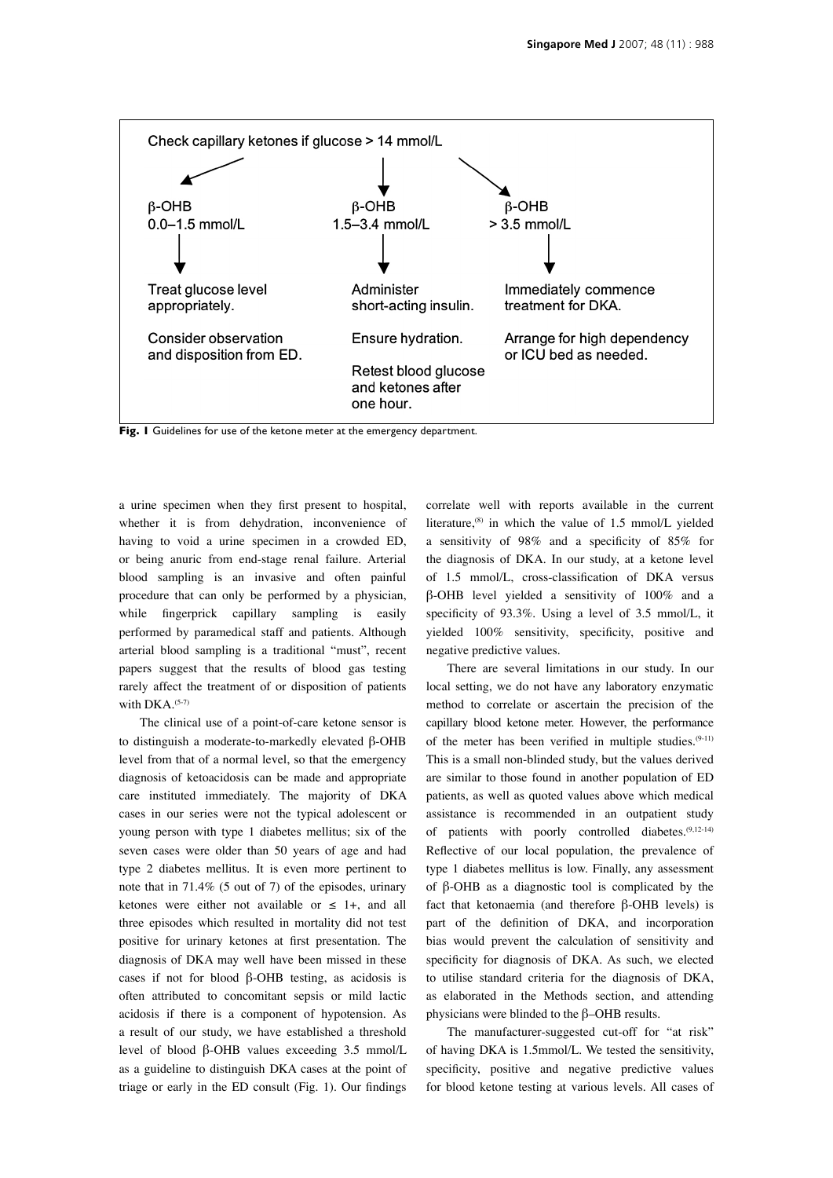Check capillary ketones if glucose > 14 mmol/L

| β-OHB 0.0–1.5 mmol/L | β-OHB 1.5–3.4 mmol/L | β-OHB > 3.5 mmol/L |
| --- | --- | --- |
| Treat glucose level appropriately. | Administer short-acting insulin. | Immediately commence treatment for DKA. |
| Consider observation and disposition from ED. | Ensure hydration. | Arrange for high dependency or ICU bed as needed. |
| | Retest blood glucose and ketones after one hour. | |

**Fig. 1** Guidelines for use of the ketone meter at the emergency department.

a urine specimen when they first present to hospital, whether it is from dehydration, inconvenience of having to void a urine specimen in a crowded ED, or being anuric from end-stage renal failure. Arterial blood sampling is an invasive and often painful procedure that can only be performed by a physician, while fingerprick capillary sampling is easily performed by paramedical staff and patients. Although arterial blood sampling is a traditional "must", recent papers suggest that the results of blood gas testing rarely affect the treatment of or disposition of patients with DKA.[5-7]

The clinical use of a point-of-care ketone sensor is to distinguish a moderate-to-markedly elevated β-OHB level from that of a normal level, so that the emergency diagnosis of ketoacidosis can be made and appropriate care instituted immediately. The majority of DKA cases in our series were not the typical adolescent or young person with type 1 diabetes mellitus; six of the seven cases were older than 50 years of age and had type 2 diabetes mellitus. It is even more pertinent to note that in 71.4% (5 out of 7) of the episodes, urinary ketones were either not available or ≤ 1+, and all three episodes which resulted in mortality did not test positive for urinary ketones at first presentation. The diagnosis of DKA may well have been missed in these cases if not for blood β-OHB testing, as acidosis is often attributed to concomitant sepsis or mild lactic acidosis if there is a component of hypotension. As a result of our study, we have established a threshold level of blood β-OHB values exceeding 3.5 mmol/L as a guideline to distinguish DKA cases at the point of triage or early in the ED consult (Fig. 1). Our findings correlate well with reports available in the current literature,[8] in which the value of 1.5 mmol/L yielded a sensitivity of 98% and a specificity of 85% for the diagnosis of DKA. In our study, at a ketone level of 1.5 mmol/L, cross-classification of DKA versus β-OHB level yielded a sensitivity of 100% and a specificity of 93.3%. Using a level of 3.5 mmol/L, it yielded 100% sensitivity, specificity, positive and negative predictive values.

There are several limitations in our study. In our local setting, we do not have any laboratory enzymatic method to correlate or ascertain the precision of the capillary blood ketone meter. However, the performance of the meter has been verified in multiple studies.[9-11] This is a small non-blinded study, but the values derived are similar to those found in another population of ED patients, as well as quoted values above which medical assistance is recommended in an outpatient study of patients with poorly controlled diabetes.[9,12-14] Reflective of our local population, the prevalence of type 1 diabetes mellitus is low. Finally, any assessment of β-OHB as a diagnostic tool is complicated by the fact that ketonaemia (and therefore β-OHB levels) is part of the definition of DKA, and incorporation bias would prevent the calculation of sensitivity and specificity for diagnosis of DKA. As such, we elected to utilise standard criteria for the diagnosis of DKA, as elaborated in the Methods section, and attending physicians were blinded to the β–OHB results.

The manufacturer-suggested cut-off for "at risk" of having DKA is 1.5mmol/L. We tested the sensitivity, specificity, positive and negative predictive values for blood ketone testing at various levels. All cases of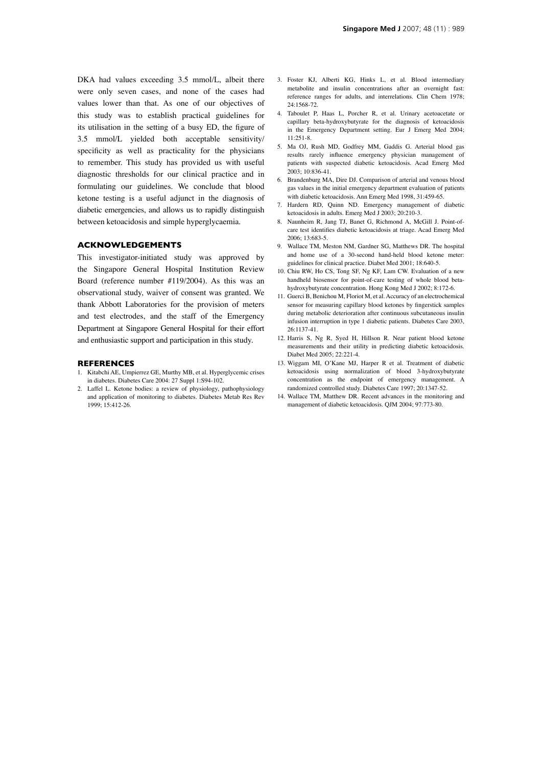DKA had values exceeding 3.5 mmol/L, albeit there were only seven cases, and none of the cases had values lower than that. As one of our objectives of this study was to establish practical guidelines for its utilisation in the setting of a busy ED, the figure of 3.5 mmol/L yielded both acceptable sensitivity/specificity as well as practicality for the physicians to remember. This study has provided us with useful diagnostic thresholds for our clinical practice and in formulating our guidelines. We conclude that blood ketone testing is a useful adjunct in the diagnosis of diabetic emergencies, and allows us to rapidly distinguish between ketoacidosis and simple hyperglycaemia.

## ACKNOWLEDGEMENTS

This investigator-initiated study was approved by the Singapore General Hospital Institution Review Board (reference number #119/2004). As this was an observational study, waiver of consent was granted. We thank Abbott Laboratories for the provision of meters and test electrodes, and the staff of the Emergency Department at Singapore General Hospital for their effort and enthusiastic support and participation in this study.

## REFERENCES

1. Kitabchi AE, Umpierrez GE, Murthy MB, et al. Hyperglycemic crises in diabetes. Diabetes Care 2004: 27 Suppl 1:S94-102.
2. Laffel L. Ketone bodies: a review of physiology, pathophysiology and application of monitoring to diabetes. Diabetes Metab Res Rev 1999; 15:412-26.
3. Foster KJ, Alberti KG, Hinks L, et al. Blood intermediary metabolite and insulin concentrations after an overnight fast: reference ranges for adults, and interrelations. Clin Chem 1978; 24:1568-72.
4. Taboulet P, Haas L, Porcher R, et al. Urinary acetoacetate or capillary beta-hydroxybutyrate for the diagnosis of ketoacidosis in the Emergency Department setting. Eur J Emerg Med 2004; 11:251-8.
5. Ma OJ, Rush MD, Godfrey MM, Gaddis G. Arterial blood gas results rarely influence emergency physician management of patients with suspected diabetic ketoacidosis. Acad Emerg Med 2003; 10:836-41.
6. Brandenburg MA, Dire DJ. Comparison of arterial and venous blood gas values in the initial emergency department evaluation of patients with diabetic ketoacidosis. Ann Emerg Med 1998, 31:459-65.
7. Hardern RD, Quinn ND. Emergency management of diabetic ketoacidosis in adults. Emerg Med J 2003; 20:210-3.
8. Naunheim R, Jang TJ, Banet G, Richmond A, McGill J. Point-of-care test identifies diabetic ketoacidosis at triage. Acad Emerg Med 2006; 13:683-5.
9. Wallace TM, Meston NM, Gardner SG, Matthews DR. The hospital and home use of a 30-second hand-held blood ketone meter: guidelines for clinical practice. Diabet Med 2001; 18:640-5.
10. Chiu RW, Ho CS, Tong SF, Ng KF, Lam CW. Evaluation of a new handheld biosensor for point-of-care testing of whole blood beta-hydroxybutyrate concentration. Hong Kong Med J 2002; 8:172-6.
11. Guerci B, Benichou M, Floriot M, et al. Accuracy of an electrochemical sensor for measuring capillary blood ketones by fingerstick samples during metabolic deterioration after continuous subcutaneous insulin infusion interruption in type 1 diabetic patients. Diabetes Care 2003, 26:1137-41.
12. Harris S, Ng R, Syed H, Hillson R. Near patient blood ketone measurements and their utility in predicting diabetic ketoacidosis. Diabet Med 2005; 22:221-4.
13. Wiggam MI, O'Kane MJ, Harper R et al. Treatment of diabetic ketoacidosis using normalization of blood 3-hydroxybutyrate concentration as the endpoint of emergency management. A randomized controlled study. Diabetes Care 1997; 20:1347-52.
14. Wallace TM, Matthew DR. Recent advances in the monitoring and management of diabetic ketoacidosis. QJM 2004; 97:773-80.